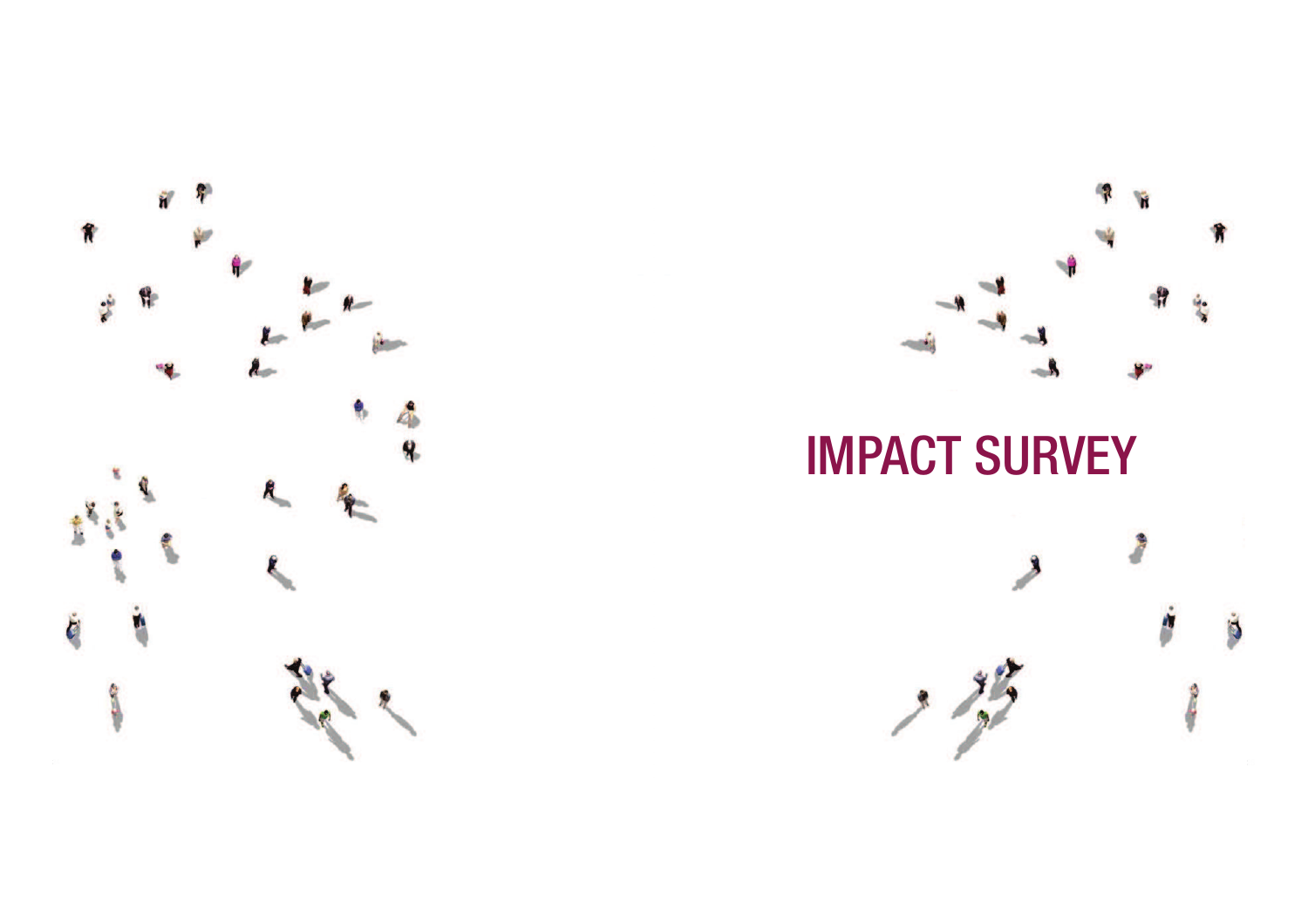# IMPACT SURVEY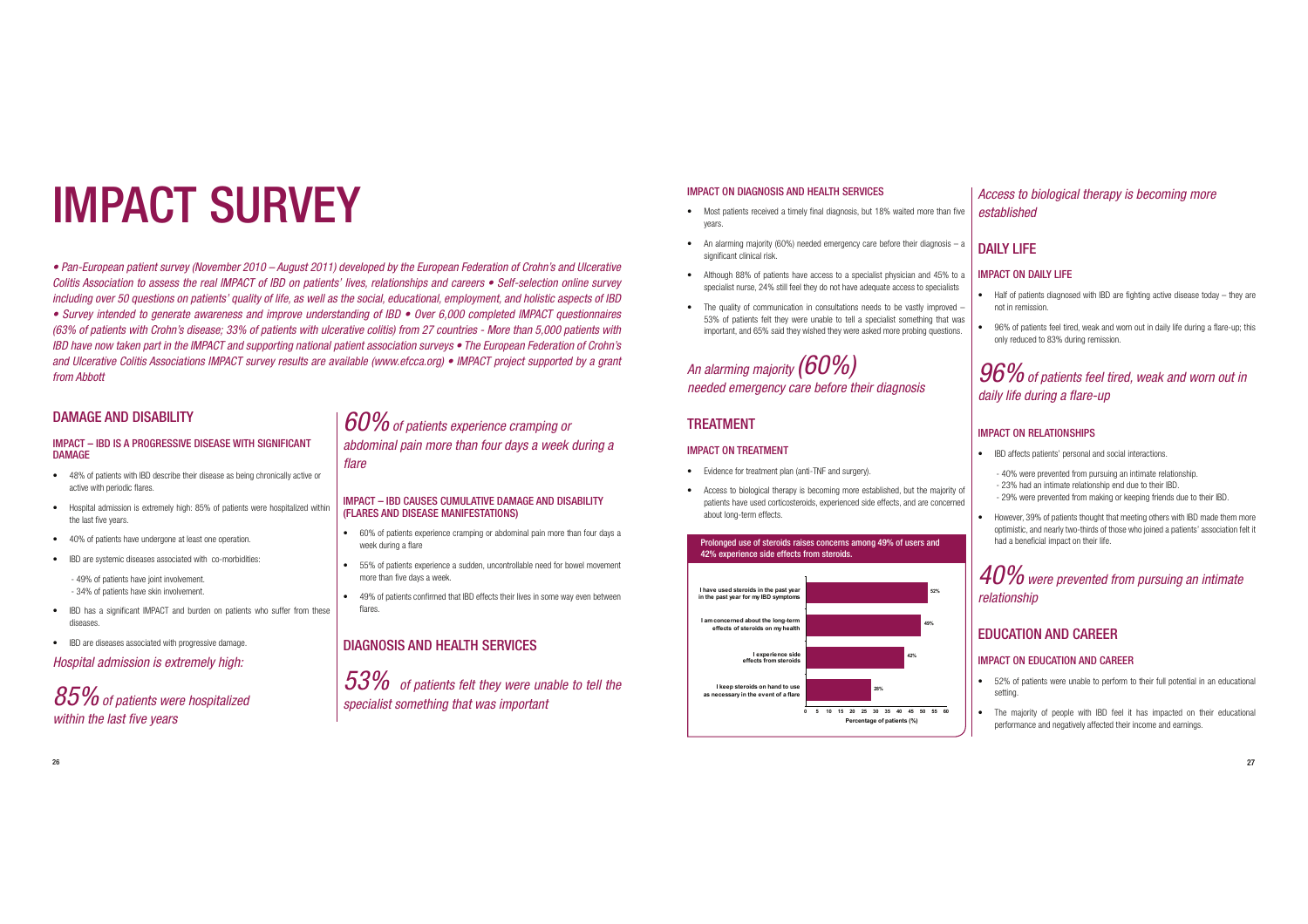# IMPACT SURVEY

*• Pan-European patient survey (November 2010 – August 2011) developed by the European Federation of Crohn's and Ulcerative Colitis Association to assess the real IMPACT of IBD on patients' lives, relationships and careers • Self-selection online survey including over 50 questions on patients' quality of life, as well as the social, educational, employment, and holistic aspects of IBD • Survey intended to generate awareness and improve understanding of IBD • Over 6,000 completed IMPACT questionnaires (63% of patients with Crohn's disease; 33% of patients with ulcerative colitis) from 27 countries - More than 5,000 patients with IBD have now taken part in the IMPACT and supporting national patient association surveys • The European Federation of Crohn's and Ulcerative Colitis Associations IMPACT survey results are available (www.efcca.org) • IMPACT project supported by a grant from Abbott*

## DAMAGE AND DISABILITY

### IMPACT – IBD IS A PROGRESSIVE DISEASE WITH SIGNIFICANT DAMAGE

- 48% of patients with IBD describe their disease as being chronically active or active with periodic flares.
- Hospital admission is extremely high: 85% of patients were hospitalized within the last five years.
- 40% of patients have undergone at least one operation.
- IBD are systemic diseases associated with co-morbidities:
  - 49% of patients have joint involvement.
  - 34% of patients have skin involvement.
- IBD has a significant IMPACT and burden on patients who suffer from these diseases.
- IBD are diseases associated with progressive damage.

*Hospital admission is extremely high:*

*85% of patients were hospitalized within the last five years*

*60% of patients experience cramping or abdominal pain more than four days a week during a flare*

### IMPACT – IBD CAUSES CUMULATIVE DAMAGE AND DISABILITY (FLARES AND DISEASE MANIFESTATIONS)

- 60% of patients experience cramping or abdominal pain more than four days a week during a flare
- 55% of patients experience a sudden, uncontrollable need for bowel movement more than five days a week.
- 49% of patients confirmed that IBD effects their lives in some way even between flares.

## DIAGNOSIS AND HEALTH SERVICES

*53% of patients felt they were unable to tell the specialist something that was important*

### IMPACT ON DIAGNOSIS AND HEALTH SERVICES

- Most patients received a timely final diagnosis, but 18% waited more than five years.
- An alarming majority (60%) needed emergency care before their diagnosis – a significant clinical risk.
- Although 88% of patients have access to a specialist physician and 45% to a specialist nurse, 24% still feel they do not have adequate access to specialists
- The quality of communication in consultations needs to be vastly improved – 53% of patients felt they were unable to tell a specialist something that was important, and 65% said they wished they were asked more probing questions.

*An alarming majority (60%) needed emergency care before their diagnosis*

## TREATMENT

### IMPACT ON TREATMENT

- Evidence for treatment plan (anti-TNF and surgery).
- Access to biological therapy is becoming more established, but the majority of patients have used corticosteroids, experienced side effects, and are concerned about long-term effects.

**Prolonged use of steroids raises concerns among 49% of users and 42% experience side effects from steroids.**

| Statement | Percentage of patients (%) |
|---|---|
| I have used steroids in the past year for my IBD symptoms | 52% |
| I am concerned about the long-term effects of steroids on my health | 49% |
| I experience side effects from steroids | 42% |
| I keep steroids on hand to use as necessary in the event of a flare | 28% |

*Access to biological therapy is becoming more established*

## DAILY LIFE

### IMPACT ON DAILY LIFE

- Half of patients diagnosed with IBD are fighting active disease today – they are not in remission.
- 96% of patients feel tired, weak and worn out in daily life during a flare-up; this only reduced to 83% during remission.

*96% of patients feel tired, weak and worn out in daily life during a flare-up*

### IMPACT ON RELATIONSHIPS

- IBD affects patients' personal and social interactions.
  - 40% were prevented from pursuing an intimate relationship.
  - 23% had an intimate relationship end due to their IBD.
  - 29% were prevented from making or keeping friends due to their IBD.
- However, 39% of patients thought that meeting others with IBD made them more optimistic, and nearly two-thirds of those who joined a patients' association felt it had a beneficial impact on their life.

*40% were prevented from pursuing an intimate relationship*

## EDUCATION AND CAREER

### IMPACT ON EDUCATION AND CAREER

- 52% of patients were unable to perform to their full potential in an educational setting.
- The majority of people with IBD feel it has impacted on their educational performance and negatively affected their income and earnings.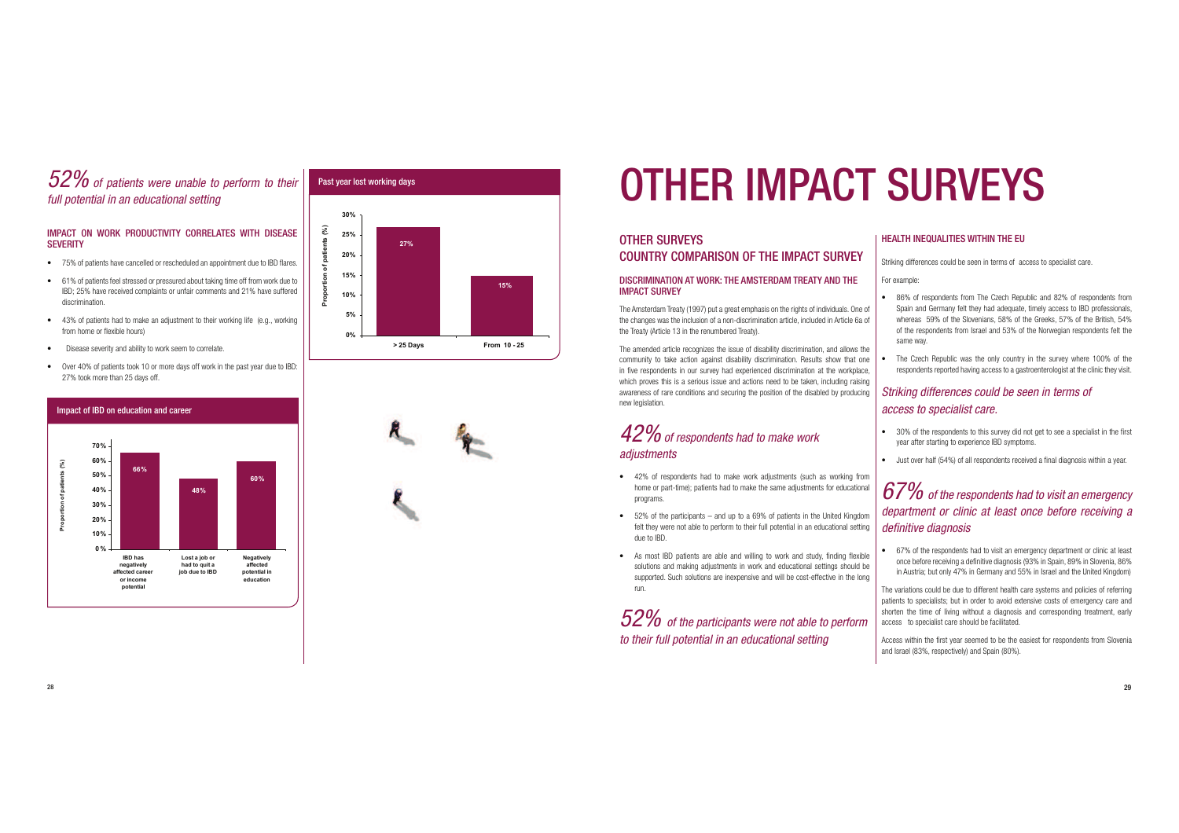## *52% of patients were unable to perform to their full potential in an educational setting*

### IMPACT ON WORK PRODUCTIVITY CORRELATES WITH DISEASE SEVERITY

- 75% of patients have cancelled or rescheduled an appointment due to IBD flares.
- 61% of patients feel stressed or pressured about taking time off from work due to IBD; 25% have received complaints or unfair comments and 21% have suffered discrimination.
- 43% of patients had to make an adjustment to their working life (e.g., working from home or flexible hours)
- Disease severity and ability to work seem to correlate.
- Over 40% of patients took 10 or more days off work in the past year due to IBD: 27% took more than 25 days off.

**Impact of IBD on education and career**

| | Proportion of patients (%) |
|---|---|
| IBD has negatively affected career or income potential | 66% |
| Lost a job or had to quit a job due to IBD | 48% |
| Negatively affected potential in education | 60% |

**Past year lost working days**

| | Proportion of patients (%) |
|---|---|
| > 25 Days | 27% |
| From 10 - 25 | 15% |

# OTHER IMPACT SURVEYS

## OTHER SURVEYS
## COUNTRY COMPARISON OF THE IMPACT SURVEY

### DISCRIMINATION AT WORK: THE AMSTERDAM TREATY AND THE IMPACT SURVEY

The Amsterdam Treaty (1997) put a great emphasis on the rights of individuals. One of the changes was the inclusion of a non-discrimination article, included in Article 6a of the Treaty (Article 13 in the renumbered Treaty).

The amended article recognizes the issue of disability discrimination, and allows the community to take action against disability discrimination. Results show that one in five respondents in our survey had experienced discrimination at the workplace, which proves this is a serious issue and actions need to be taken, including raising awareness of rare conditions and securing the position of the disabled by producing new legislation.

## *42% of respondents had to make work adjustments*

- 42% of respondents had to make work adjustments (such as working from home or part-time); patients had to make the same adjustments for educational programs.
- 52% of the participants – and up to a 69% of patients in the United Kingdom felt they were not able to perform to their full potential in an educational setting due to IBD.
- As most IBD patients are able and willing to work and study, finding flexible solutions and making adjustments in work and educational settings should be supported. Such solutions are inexpensive and will be cost-effective in the long run.

## *52% of the participants were not able to perform to their full potential in an educational setting*

### HEALTH INEQUALITIES WITHIN THE EU

Striking differences could be seen in terms of access to specialist care.

For example:

- 86% of respondents from The Czech Republic and 82% of respondents from Spain and Germany felt they had adequate, timely access to IBD professionals, whereas 59% of the Slovenians, 58% of the Greeks, 57% of the British, 54% of the Norwegian respondents and 53% of the respondents from Israel felt the same way.
- The Czech Republic was the only country in the survey where 100% of the respondents reported having access to a gastroenterologist at the clinic they visit.

## *Striking differences could be seen in terms of access to specialist care.*

- 30% of the respondents to this survey did not get to see a specialist in the first year after starting to experience IBD symptoms.
- Just over half (54%) of all respondents received a final diagnosis within a year.

## *67% of the respondents had to visit an emergency department or clinic at least once before receiving a definitive diagnosis*

- 67% of the respondents had to visit an emergency department or clinic at least once before receiving a definitive diagnosis (93% in Spain, 89% in Slovenia, 86% in Austria; but only 47% in Germany and 55% in Israel and the United Kingdom)

The variations could be due to different health care systems and policies of referring patients to specialists; but in order to avoid extensive costs of emergency care and shorten the time of living without a diagnosis and corresponding treatment, early access to specialist care should be facilitated.

Access within the first year seemed to be the easiest for respondents from Slovenia and Israel (83%, respectively) and Spain (80%).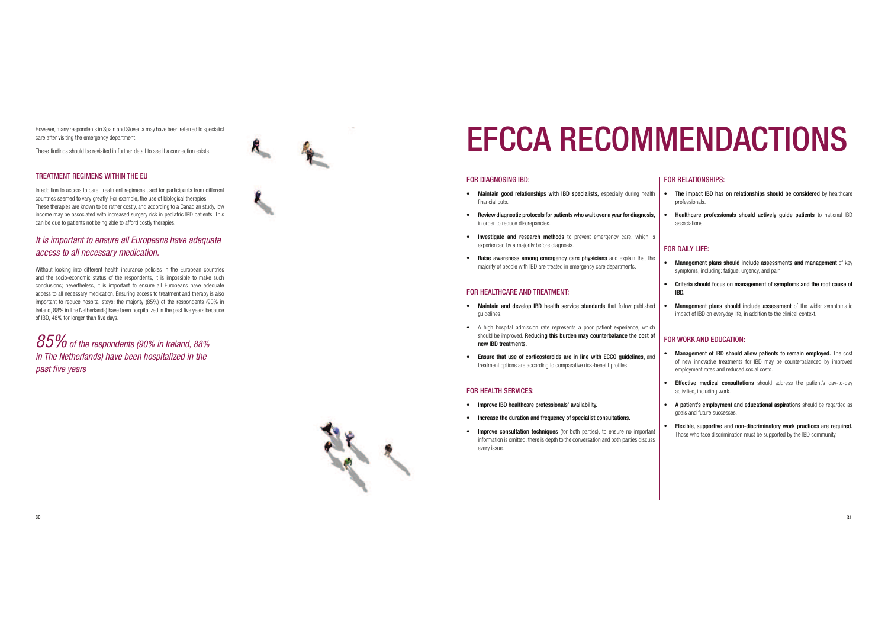However, many respondents in Spain and Slovenia may have been referred to specialist care after visiting the emergency department.

These findings should be revisited in further detail to see if a connection exists.

### TREATMENT REGIMENS WITHIN THE EU

In addition to access to care, treatment regimens used for participants from different countries seemed to vary greatly. For example, the use of biological therapies. These therapies are known to be rather costly, and according to a Canadian study, low income may be associated with increased surgery risk in pediatric IBD patients. This can be due to patients not being able to afford costly therapies.

*It is important to ensure all Europeans have adequate access to all necessary medication.*

Without looking into different health insurance policies in the European countries and the socio-economic status of the respondents, it is impossible to make such conclusions; nevertheless, it is important to ensure all Europeans have adequate access to all necessary medication. Ensuring access to treatment and therapy is also important to reduce hospital stays: the majority (85%) of the respondents (90% in Ireland, 88% in The Netherlands) have been hospitalized in the past five years because of IBD, 48% for longer than five days.

*85% of the respondents (90% in Ireland, 88% in The Netherlands) have been hospitalized in the past five years*

# EFCCA RECOMMENDACTIONS

### FOR DIAGNOSING IBD:

- **Maintain good relationships with IBD specialists,** especially during health financial cuts.
- **Review diagnostic protocols for patients who wait over a year for diagnosis,** in order to reduce discrepancies.
- **Investigate and research methods** to prevent emergency care, which is experienced by a majority before diagnosis.
- **Raise awareness among emergency care physicians** and explain that the majority of people with IBD are treated in emergency care departments.

### FOR HEALTHCARE AND TREATMENT:

- **Maintain and develop IBD health service standards** that follow published guidelines.
- A high hospital admission rate represents a poor patient experience, which should be improved. **Reducing this burden may counterbalance the cost of new IBD treatments.**
- **Ensure that use of corticosteroids are in line with ECCO guidelines,** and treatment options are according to comparative risk-benefit profiles.

### FOR HEALTH SERVICES:

- **Improve IBD healthcare professionals' availability.**
- **Increase the duration and frequency of specialist consultations.**
- **Improve consultation techniques** (for both parties), to ensure no important information is omitted, there is depth to the conversation and both parties discuss every issue.

### FOR RELATIONSHIPS:

- **The impact IBD has on relationships should be considered** by healthcare professionals.
- **Healthcare professionals should actively guide patients** to national IBD associations.

### FOR DAILY LIFE:

- **Management plans should include assessments and management** of key symptoms, including: fatigue, urgency, and pain.
- **Criteria should focus on management of symptoms and the root cause of IBD.**
- **Management plans should include assessment** of the wider symptomatic impact of IBD on everyday life, in addition to the clinical context.

### FOR WORK AND EDUCATION:

- **Management of IBD should allow patients to remain employed.** The cost of new innovative treatments for IBD may be counterbalanced by improved employment rates and reduced social costs.
- **Effective medical consultations** should address the patient's day-to-day activities, including work.
- **A patient's employment and educational aspirations** should be regarded as goals and future successes.
- **Flexible, supportive and non-discriminatory work practices are required.** Those who face discrimination must be supported by the IBD community.